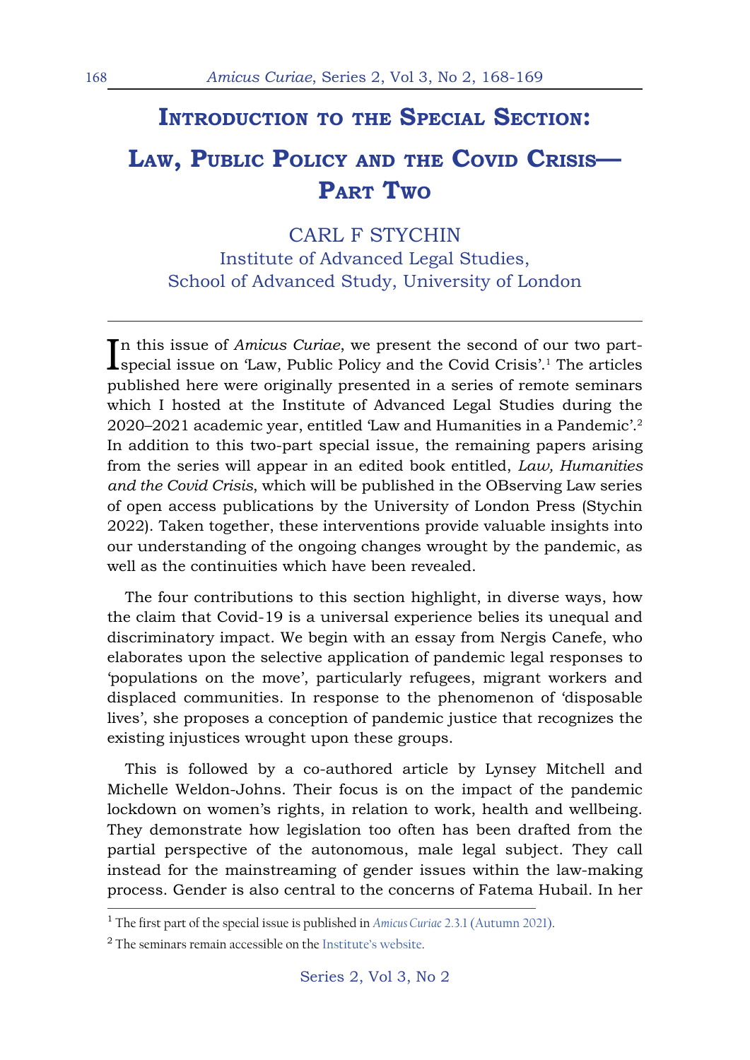# Introduction to the Special Section: Law, Public Policy and the Covid Crisis—Part Two

CARL F STYCHIN
Institute of Advanced Legal Studies,
School of Advanced Study, University of London

In this issue of *Amicus Curiae*, we present the second of our two part-special issue on 'Law, Public Policy and the Covid Crisis'.[1] The articles published here were originally presented in a series of remote seminars which I hosted at the Institute of Advanced Legal Studies during the 2020–2021 academic year, entitled 'Law and Humanities in a Pandemic'.[2] In addition to this two-part special issue, the remaining papers arising from the series will appear in an edited book entitled, *Law, Humanities and the Covid Crisis*, which will be published in the OBserving Law series of open access publications by the University of London Press (Stychin 2022). Taken together, these interventions provide valuable insights into our understanding of the ongoing changes wrought by the pandemic, as well as the continuities which have been revealed.

The four contributions to this section highlight, in diverse ways, how the claim that Covid-19 is a universal experience belies its unequal and discriminatory impact. We begin with an essay from Nergis Canefe, who elaborates upon the selective application of pandemic legal responses to 'populations on the move', particularly refugees, migrant workers and displaced communities. In response to the phenomenon of 'disposable lives', she proposes a conception of pandemic justice that recognizes the existing injustices wrought upon these groups.

This is followed by a co-authored article by Lynsey Mitchell and Michelle Weldon-Johns. Their focus is on the impact of the pandemic lockdown on women's rights, in relation to work, health and wellbeing. They demonstrate how legislation too often has been drafted from the partial perspective of the autonomous, male legal subject. They call instead for the mainstreaming of gender issues within the law-making process. Gender is also central to the concerns of Fatema Hubail. In her

---

[1] The first part of the special issue is published in *Amicus Curiae* 2.3.1 (Autumn 2021).

[2] The seminars remain accessible on the Institute's website.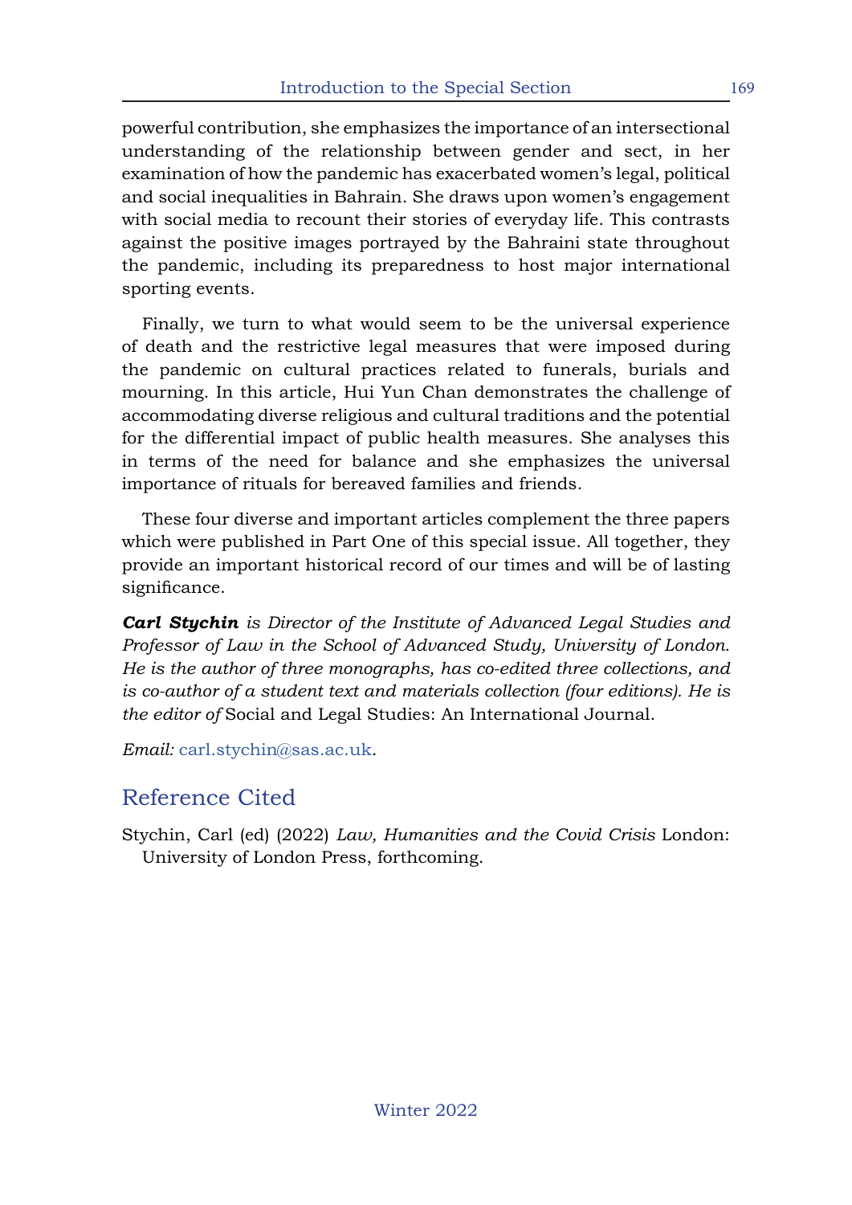powerful contribution, she emphasizes the importance of an intersectional understanding of the relationship between gender and sect, in her examination of how the pandemic has exacerbated women's legal, political and social inequalities in Bahrain. She draws upon women's engagement with social media to recount their stories of everyday life. This contrasts against the positive images portrayed by the Bahraini state throughout the pandemic, including its preparedness to host major international sporting events.

Finally, we turn to what would seem to be the universal experience of death and the restrictive legal measures that were imposed during the pandemic on cultural practices related to funerals, burials and mourning. In this article, Hui Yun Chan demonstrates the challenge of accommodating diverse religious and cultural traditions and the potential for the differential impact of public health measures. She analyses this in terms of the need for balance and she emphasizes the universal importance of rituals for bereaved families and friends.

These four diverse and important articles complement the three papers which were published in Part One of this special issue. All together, they provide an important historical record of our times and will be of lasting significance.

***Carl Stychin*** *is Director of the Institute of Advanced Legal Studies and Professor of Law in the School of Advanced Study, University of London. He is the author of three monographs, has co-edited three collections, and is co-author of a student text and materials collection (four editions). He is the editor of* Social and Legal Studies: An International Journal.

*Email:* carl.stychin@sas.ac.uk.

## Reference Cited

Stychin, Carl (ed) (2022) *Law, Humanities and the Covid Crisis* London: University of London Press, forthcoming.